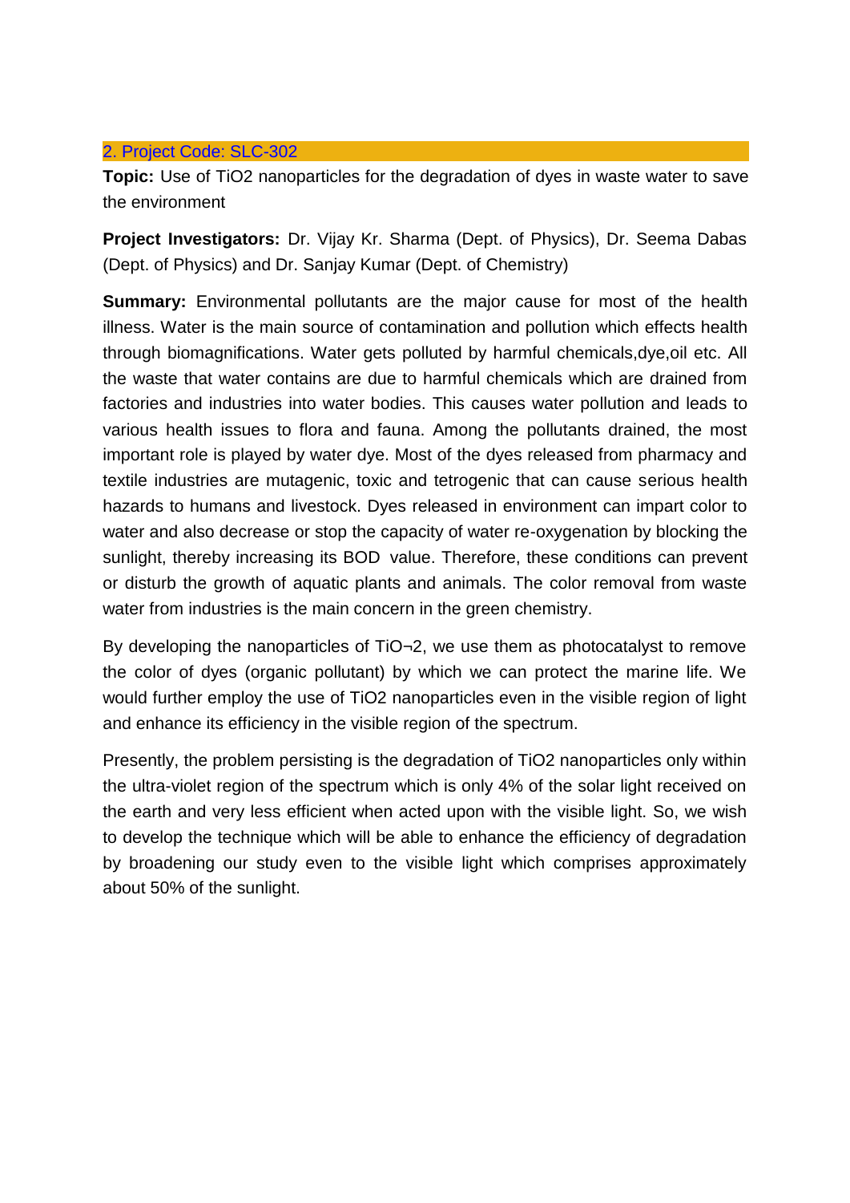## 2. Project Code: SLC-302

**Topic:** Use of $TiO_2$ nanoparticles for the degradation of dyes in waste water to save the environment

**Project Investigators:** Dr. Vijay Kr. Sharma (Dept. of Physics), Dr. Seema Dabas (Dept. of Physics) and Dr. Sanjay Kumar (Dept. of Chemistry)

**Summary:** Environmental pollutants are the major cause for most of the health illness. Water is the main source of contamination and pollution which effects health through biomagnifications. Water gets polluted by harmful chemicals,dye,oil etc. All the waste that water contains are due to harmful chemicals which are drained from factories and industries into water bodies. This causes water pollution and leads to various health issues to flora and fauna. Among the pollutants drained, the most important role is played by water dye. Most of the dyes released from pharmacy and textile industries are mutagenic, toxic and tetrogenic that can cause serious health hazards to humans and livestock. Dyes released in environment can impart color to water and also decrease or stop the capacity of water re-oxygenation by blocking the sunlight, thereby increasing its BOD value. Therefore, these conditions can prevent or disturb the growth of aquatic plants and animals. The color removal from waste water from industries is the main concern in the green chemistry.

By developing the nanoparticles of TiO¬2, we use them as photocatalyst to remove the color of dyes (organic pollutant) by which we can protect the marine life. We would further employ the use of $TiO_2$ nanoparticles even in the visible region of light and enhance its efficiency in the visible region of the spectrum.

Presently, the problem persisting is the degradation of $TiO_2$ nanoparticles only within the ultra-violet region of the spectrum which is only 4% of the solar light received on the earth and very less efficient when acted upon with the visible light. So, we wish to develop the technique which will be able to enhance the efficiency of degradation by broadening our study even to the visible light which comprises approximately about 50% of the sunlight.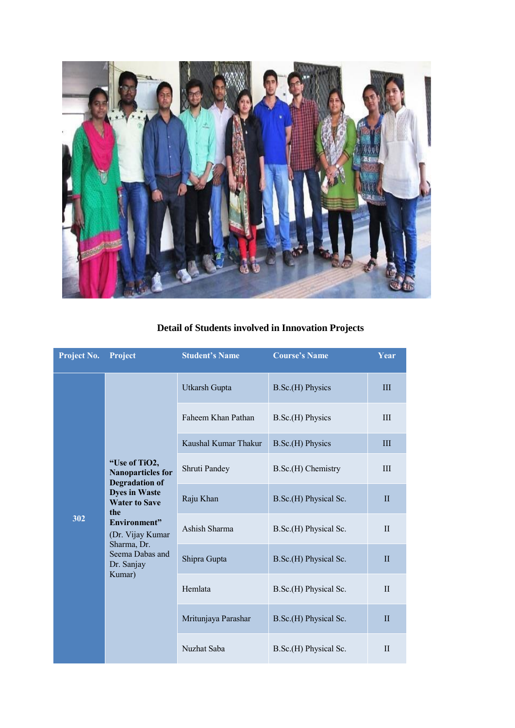**Detail of Students involved in Innovation Projects**

| Project No. | Project | Student's Name | Course's Name | Year |
|---|---|---|---|---|
| 302 | **"Use of $TiO_2$, Nanoparticles for Degradation of Dyes in Waste Water to Save the Environment"** (Dr. Vijay Kumar Sharma, Dr. Seema Dabas and Dr. Sanjay Kumar) | Utkarsh Gupta | B.Sc.(H) Physics | III |
| | | Faheem Khan Pathan | B.Sc.(H) Physics | III |
| | | Kaushal Kumar Thakur | B.Sc.(H) Physics | III |
| | | Shruti Pandey | B.Sc.(H) Chemistry | III |
| | | Raju Khan | B.Sc.(H) Physical Sc. | II |
| | | Ashish Sharma | B.Sc.(H) Physical Sc. | II |
| | | Shipra Gupta | B.Sc.(H) Physical Sc. | II |
| | | Hemlata | B.Sc.(H) Physical Sc. | II |
| | | Mritunjaya Parashar | B.Sc.(H) Physical Sc. | II |
| | | Nuzhat Saba | B.Sc.(H) Physical Sc. | II |